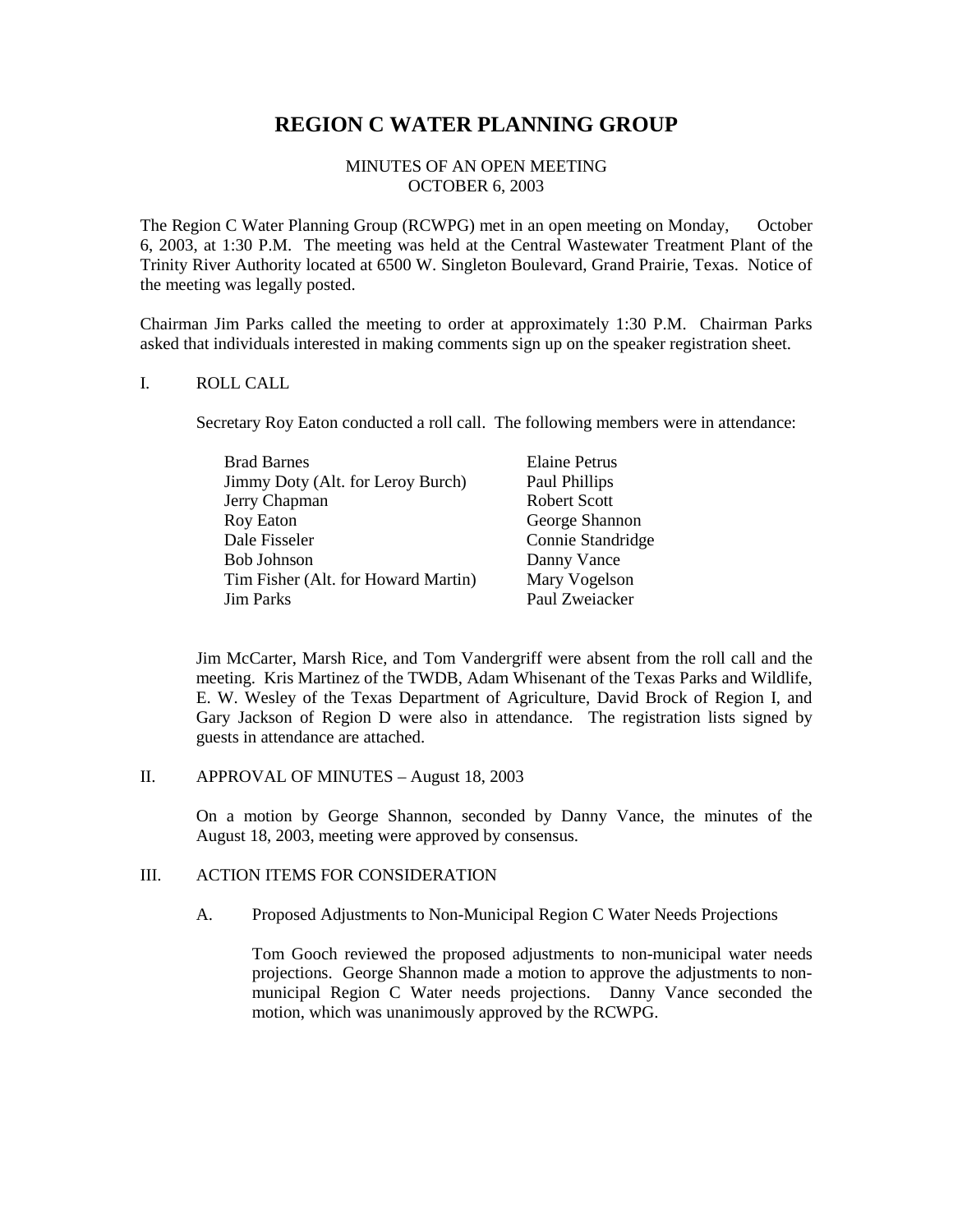# REGION C WATER PLANNING GROUP

MINUTES OF AN OPEN MEETING
OCTOBER 6, 2003

The Region C Water Planning Group (RCWPG) met in an open meeting on Monday, October 6, 2003, at 1:30 P.M. The meeting was held at the Central Wastewater Treatment Plant of the Trinity River Authority located at 6500 W. Singleton Boulevard, Grand Prairie, Texas. Notice of the meeting was legally posted.

Chairman Jim Parks called the meeting to order at approximately 1:30 P.M. Chairman Parks asked that individuals interested in making comments sign up on the speaker registration sheet.

I. ROLL CALL

Secretary Roy Eaton conducted a roll call. The following members were in attendance:

| | |
|---|---|
| Brad Barnes | Elaine Petrus |
| Jimmy Doty (Alt. for Leroy Burch) | Paul Phillips |
| Jerry Chapman | Robert Scott |
| Roy Eaton | George Shannon |
| Dale Fisseler | Connie Standridge |
| Bob Johnson | Danny Vance |
| Tim Fisher (Alt. for Howard Martin) | Mary Vogelson |
| Jim Parks | Paul Zweiacker |

Jim McCarter, Marsh Rice, and Tom Vandergriff were absent from the roll call and the meeting. Kris Martinez of the TWDB, Adam Whisenant of the Texas Parks and Wildlife, E. W. Wesley of the Texas Department of Agriculture, David Brock of Region I, and Gary Jackson of Region D were also in attendance. The registration lists signed by guests in attendance are attached.

II. APPROVAL OF MINUTES – August 18, 2003

On a motion by George Shannon, seconded by Danny Vance, the minutes of the August 18, 2003, meeting were approved by consensus.

III. ACTION ITEMS FOR CONSIDERATION

A. Proposed Adjustments to Non-Municipal Region C Water Needs Projections

Tom Gooch reviewed the proposed adjustments to non-municipal water needs projections. George Shannon made a motion to approve the adjustments to non-municipal Region C Water needs projections. Danny Vance seconded the motion, which was unanimously approved by the RCWPG.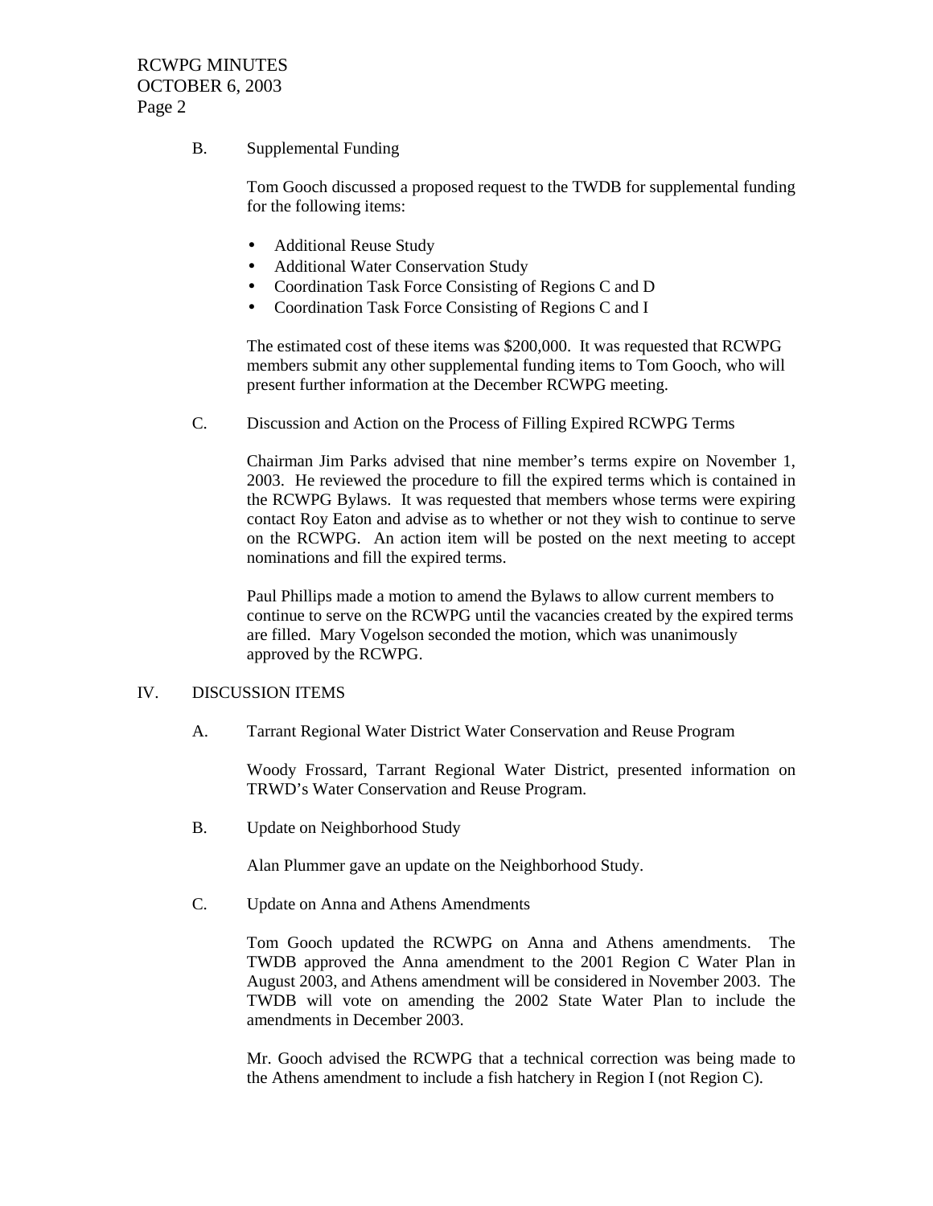B. Supplemental Funding

Tom Gooch discussed a proposed request to the TWDB for supplemental funding for the following items:

- Additional Reuse Study
- Additional Water Conservation Study
- Coordination Task Force Consisting of Regions C and D
- Coordination Task Force Consisting of Regions C and I

The estimated cost of these items was $200,000. It was requested that RCWPG members submit any other supplemental funding items to Tom Gooch, who will present further information at the December RCWPG meeting.

C. Discussion and Action on the Process of Filling Expired RCWPG Terms

Chairman Jim Parks advised that nine member's terms expire on November 1, 2003. He reviewed the procedure to fill the expired terms which is contained in the RCWPG Bylaws. It was requested that members whose terms were expiring contact Roy Eaton and advise as to whether or not they wish to continue to serve on the RCWPG. An action item will be posted on the next meeting to accept nominations and fill the expired terms.

Paul Phillips made a motion to amend the Bylaws to allow current members to continue to serve on the RCWPG until the vacancies created by the expired terms are filled. Mary Vogelson seconded the motion, which was unanimously approved by the RCWPG.

IV. DISCUSSION ITEMS

A. Tarrant Regional Water District Water Conservation and Reuse Program

Woody Frossard, Tarrant Regional Water District, presented information on TRWD's Water Conservation and Reuse Program.

B. Update on Neighborhood Study

Alan Plummer gave an update on the Neighborhood Study.

C. Update on Anna and Athens Amendments

Tom Gooch updated the RCWPG on Anna and Athens amendments. The TWDB approved the Anna amendment to the 2001 Region C Water Plan in August 2003, and Athens amendment will be considered in November 2003. The TWDB will vote on amending the 2002 State Water Plan to include the amendments in December 2003.

Mr. Gooch advised the RCWPG that a technical correction was being made to the Athens amendment to include a fish hatchery in Region I (not Region C).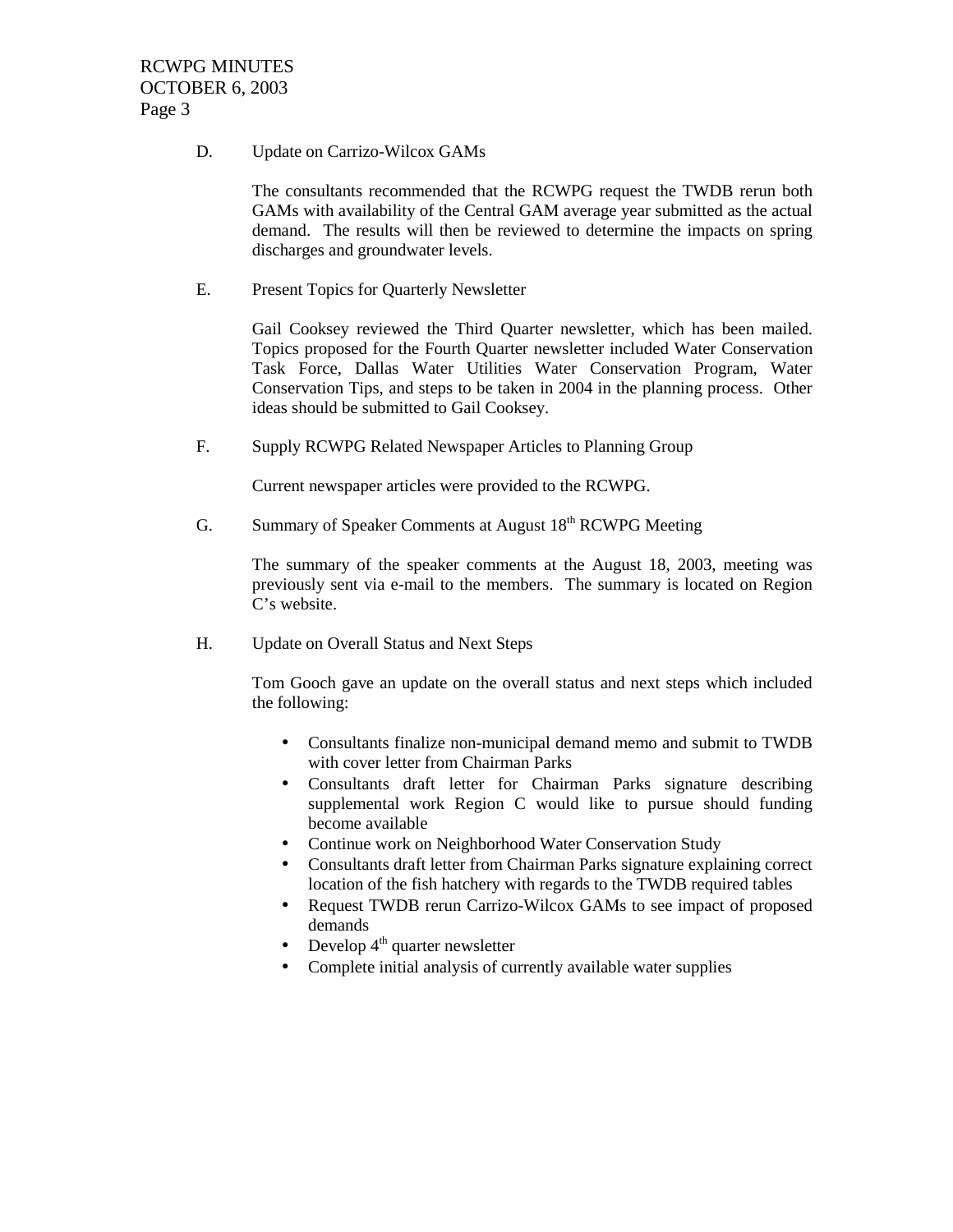D. Update on Carrizo-Wilcox GAMs

The consultants recommended that the RCWPG request the TWDB rerun both GAMs with availability of the Central GAM average year submitted as the actual demand. The results will then be reviewed to determine the impacts on spring discharges and groundwater levels.

E. Present Topics for Quarterly Newsletter

Gail Cooksey reviewed the Third Quarter newsletter, which has been mailed. Topics proposed for the Fourth Quarter newsletter included Water Conservation Task Force, Dallas Water Utilities Water Conservation Program, Water Conservation Tips, and steps to be taken in 2004 in the planning process. Other ideas should be submitted to Gail Cooksey.

F. Supply RCWPG Related Newspaper Articles to Planning Group

Current newspaper articles were provided to the RCWPG.

G. Summary of Speaker Comments at August 18th RCWPG Meeting

The summary of the speaker comments at the August 18, 2003, meeting was previously sent via e-mail to the members. The summary is located on Region C's website.

H. Update on Overall Status and Next Steps

Tom Gooch gave an update on the overall status and next steps which included the following:

- Consultants finalize non-municipal demand memo and submit to TWDB with cover letter from Chairman Parks
- Consultants draft letter for Chairman Parks signature describing supplemental work Region C would like to pursue should funding become available
- Continue work on Neighborhood Water Conservation Study
- Consultants draft letter from Chairman Parks signature explaining correct location of the fish hatchery with regards to the TWDB required tables
- Request TWDB rerun Carrizo-Wilcox GAMs to see impact of proposed demands
- Develop 4th quarter newsletter
- Complete initial analysis of currently available water supplies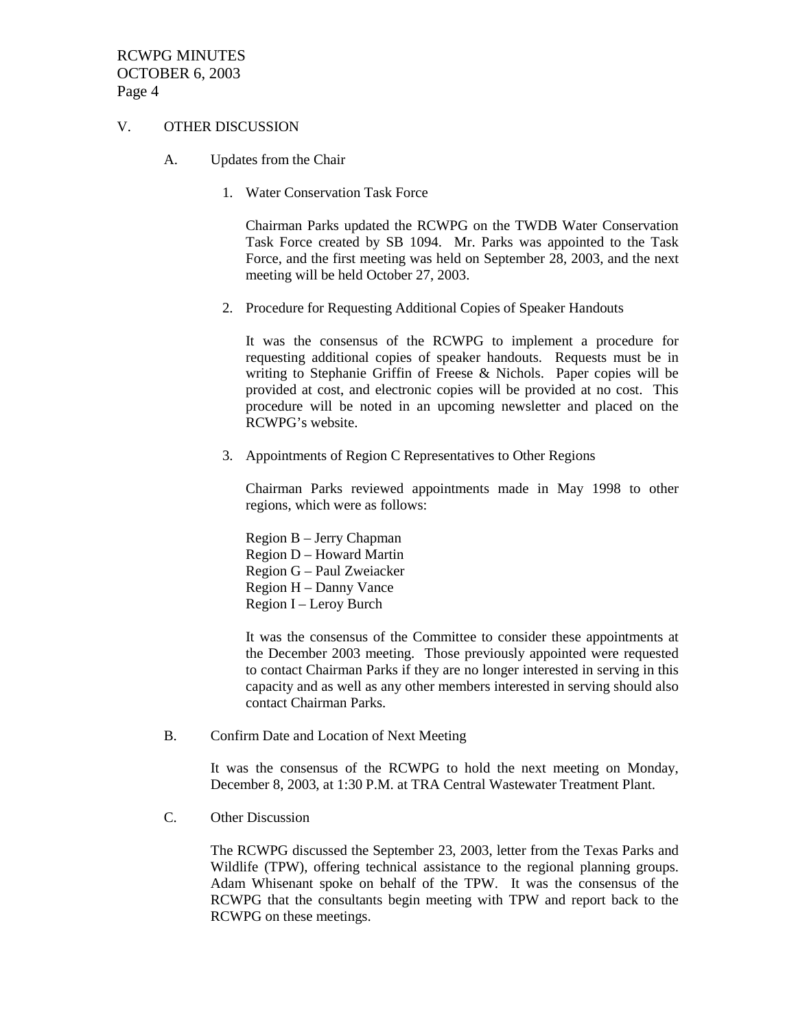## V. OTHER DISCUSSION

### A. Updates from the Chair

1. Water Conservation Task Force

   Chairman Parks updated the RCWPG on the TWDB Water Conservation Task Force created by SB 1094. Mr. Parks was appointed to the Task Force, and the first meeting was held on September 28, 2003, and the next meeting will be held October 27, 2003.

2. Procedure for Requesting Additional Copies of Speaker Handouts

   It was the consensus of the RCWPG to implement a procedure for requesting additional copies of speaker handouts. Requests must be in writing to Stephanie Griffin of Freese & Nichols. Paper copies will be provided at cost, and electronic copies will be provided at no cost. This procedure will be noted in an upcoming newsletter and placed on the RCWPG's website.

3. Appointments of Region C Representatives to Other Regions

   Chairman Parks reviewed appointments made in May 1998 to other regions, which were as follows:

   Region B – Jerry Chapman
   Region D – Howard Martin
   Region G – Paul Zweiacker
   Region H – Danny Vance
   Region I – Leroy Burch

   It was the consensus of the Committee to consider these appointments at the December 2003 meeting. Those previously appointed were requested to contact Chairman Parks if they are no longer interested in serving in this capacity and as well as any other members interested in serving should also contact Chairman Parks.

### B. Confirm Date and Location of Next Meeting

It was the consensus of the RCWPG to hold the next meeting on Monday, December 8, 2003, at 1:30 P.M. at TRA Central Wastewater Treatment Plant.

### C. Other Discussion

The RCWPG discussed the September 23, 2003, letter from the Texas Parks and Wildlife (TPW), offering technical assistance to the regional planning groups. Adam Whisenant spoke on behalf of the TPW. It was the consensus of the RCWPG that the consultants begin meeting with TPW and report back to the RCWPG on these meetings.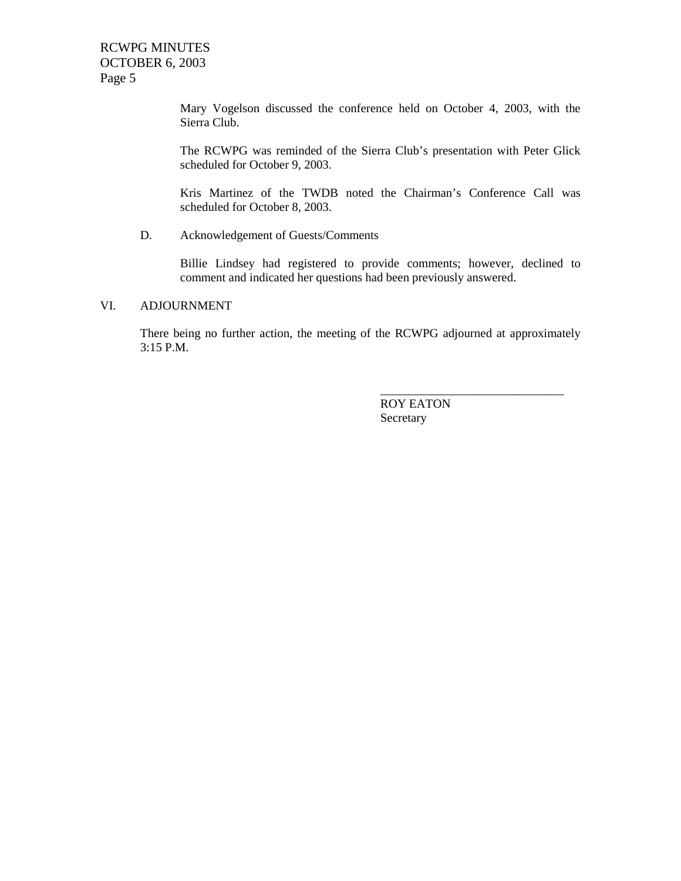Mary Vogelson discussed the conference held on October 4, 2003, with the Sierra Club.

The RCWPG was reminded of the Sierra Club's presentation with Peter Glick scheduled for October 9, 2003.

Kris Martinez of the TWDB noted the Chairman's Conference Call was scheduled for October 8, 2003.

D. Acknowledgement of Guests/Comments

Billie Lindsey had registered to provide comments; however, declined to comment and indicated her questions had been previously answered.

## VI. ADJOURNMENT

There being no further action, the meeting of the RCWPG adjourned at approximately 3:15 P.M.

\_\_\_\_\_\_\_\_\_\_\_\_\_\_\_\_\_\_\_\_\_\_\_\_\_\_\_\_\_\_

ROY EATON
Secretary